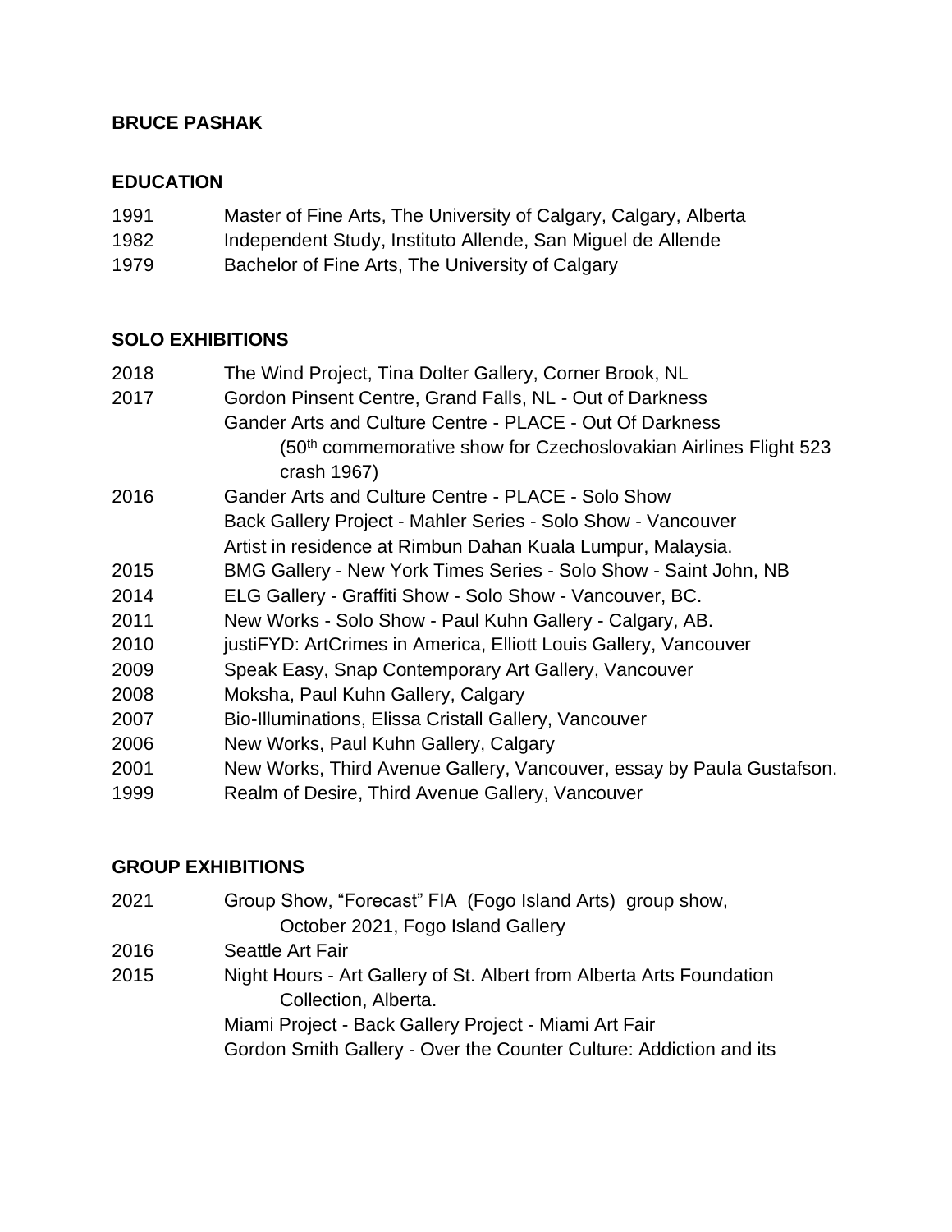# BRUCE PASHAK

## EDUCATION

1991 Master of Fine Arts, The University of Calgary, Calgary, Alberta
1982 Independent Study, Instituto Allende, San Miguel de Allende
1979 Bachelor of Fine Arts, The University of Calgary

## SOLO EXHIBITIONS

2018 The Wind Project, Tina Dolter Gallery, Corner Brook, NL
2017 Gordon Pinsent Centre, Grand Falls, NL - Out of Darkness
Gander Arts and Culture Centre - PLACE - Out Of Darkness
(50th commemorative show for Czechoslovakian Airlines Flight 523 crash 1967)
2016 Gander Arts and Culture Centre - PLACE - Solo Show
Back Gallery Project - Mahler Series - Solo Show - Vancouver
Artist in residence at Rimbun Dahan Kuala Lumpur, Malaysia.
2015 BMG Gallery - New York Times Series - Solo Show - Saint John, NB
2014 ELG Gallery - Graffiti Show - Solo Show - Vancouver, BC.
2011 New Works - Solo Show - Paul Kuhn Gallery - Calgary, AB.
2010 justiFYD: ArtCrimes in America, Elliott Louis Gallery, Vancouver
2009 Speak Easy, Snap Contemporary Art Gallery, Vancouver
2008 Moksha, Paul Kuhn Gallery, Calgary
2007 Bio-Illuminations, Elissa Cristall Gallery, Vancouver
2006 New Works, Paul Kuhn Gallery, Calgary
2001 New Works, Third Avenue Gallery, Vancouver, essay by Paula Gustafson.
1999 Realm of Desire, Third Avenue Gallery, Vancouver

## GROUP EXHIBITIONS

2021 Group Show, "Forecast" FIA (Fogo Island Arts) group show, October 2021, Fogo Island Gallery
2016 Seattle Art Fair
2015 Night Hours - Art Gallery of St. Albert from Alberta Arts Foundation Collection, Alberta.
Miami Project - Back Gallery Project - Miami Art Fair
Gordon Smith Gallery - Over the Counter Culture: Addiction and its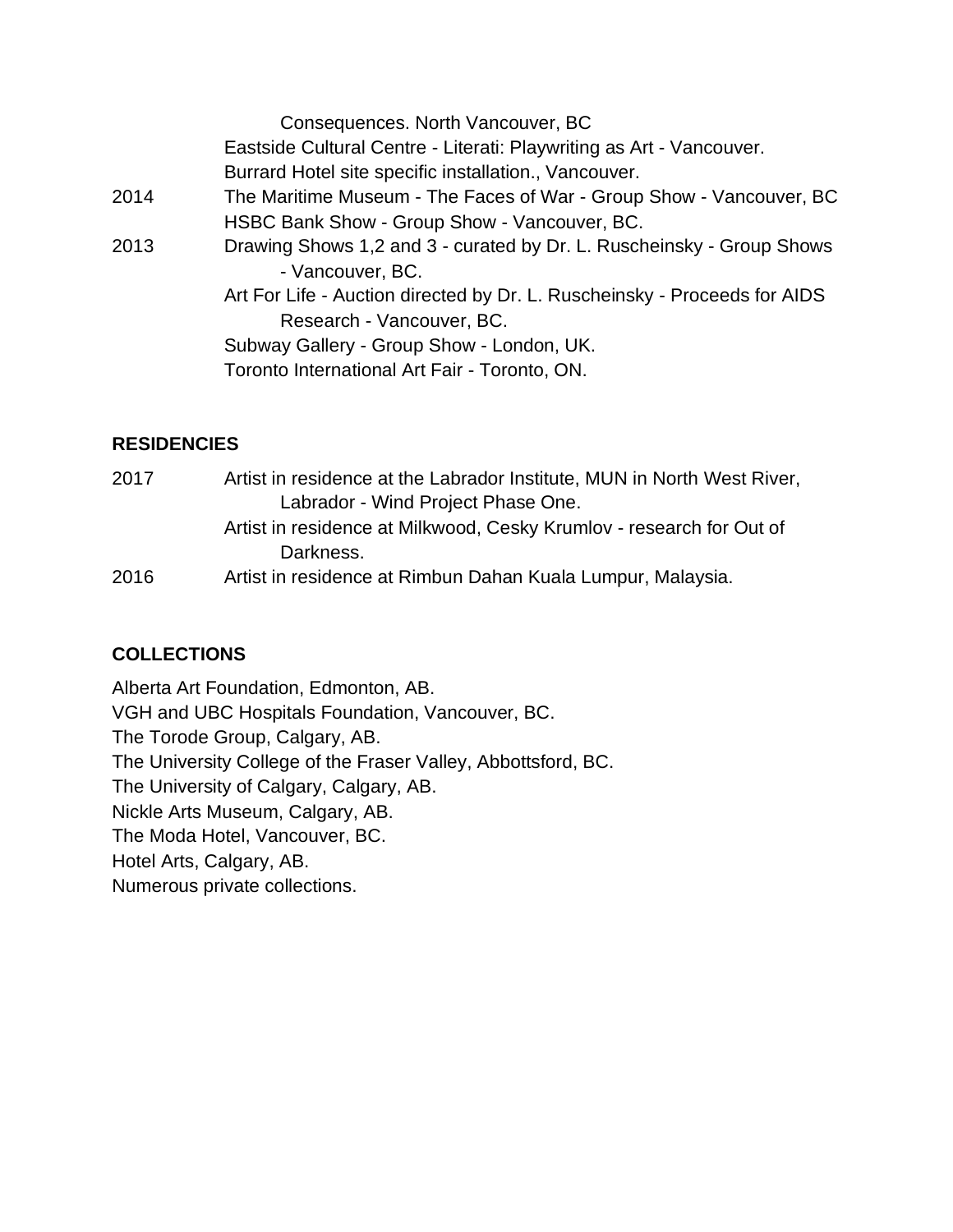Consequences. North Vancouver, BC
Eastside Cultural Centre - Literati: Playwriting as Art - Vancouver.
Burrard Hotel site specific installation., Vancouver.

2014 The Maritime Museum - The Faces of War - Group Show - Vancouver, BC
HSBC Bank Show - Group Show - Vancouver, BC.

2013 Drawing Shows 1,2 and 3 - curated by Dr. L. Ruscheinsky - Group Shows - Vancouver, BC.
Art For Life - Auction directed by Dr. L. Ruscheinsky - Proceeds for AIDS Research - Vancouver, BC.
Subway Gallery - Group Show - London, UK.
Toronto International Art Fair - Toronto, ON.

**RESIDENCIES**

2017 Artist in residence at the Labrador Institute, MUN in North West River, Labrador - Wind Project Phase One.
Artist in residence at Milkwood, Cesky Krumlov - research for Out of Darkness.

2016 Artist in residence at Rimbun Dahan Kuala Lumpur, Malaysia.

**COLLECTIONS**

Alberta Art Foundation, Edmonton, AB.
VGH and UBC Hospitals Foundation, Vancouver, BC.
The Torode Group, Calgary, AB.
The University College of the Fraser Valley, Abbottsford, BC.
The University of Calgary, Calgary, AB.
Nickle Arts Museum, Calgary, AB.
The Moda Hotel, Vancouver, BC.
Hotel Arts, Calgary, AB.
Numerous private collections.